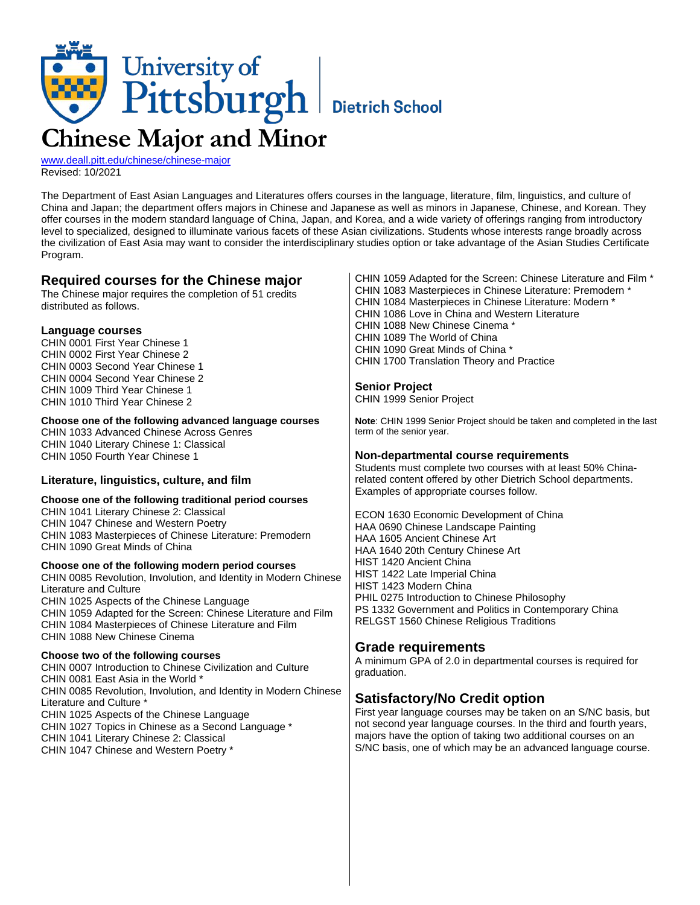University of Pittsburgh | Dietrich School

# Chinese Major and Minor

www.deall.pitt.edu/chinese/chinese-major
Revised: 10/2021

The Department of East Asian Languages and Literatures offers courses in the language, literature, film, linguistics, and culture of China and Japan; the department offers majors in Chinese and Japanese as well as minors in Japanese, Chinese, and Korean. They offer courses in the modern standard language of China, Japan, and Korea, and a wide variety of offerings ranging from introductory level to specialized, designed to illuminate various facets of these Asian civilizations. Students whose interests range broadly across the civilization of East Asia may want to consider the interdisciplinary studies option or take advantage of the Asian Studies Certificate Program.

## Required courses for the Chinese major

The Chinese major requires the completion of 51 credits distributed as follows.

### Language courses

CHIN 0001 First Year Chinese 1
CHIN 0002 First Year Chinese 2
CHIN 0003 Second Year Chinese 1
CHIN 0004 Second Year Chinese 2
CHIN 1009 Third Year Chinese 1
CHIN 1010 Third Year Chinese 2

**Choose one of the following advanced language courses**

CHIN 1033 Advanced Chinese Across Genres
CHIN 1040 Literary Chinese 1: Classical
CHIN 1050 Fourth Year Chinese 1

### Literature, linguistics, culture, and film

**Choose one of the following traditional period courses**

CHIN 1041 Literary Chinese 2: Classical
CHIN 1047 Chinese and Western Poetry
CHIN 1083 Masterpieces of Chinese Literature: Premodern
CHIN 1090 Great Minds of China

**Choose one of the following modern period courses**

CHIN 0085 Revolution, Involution, and Identity in Modern Chinese Literature and Culture
CHIN 1025 Aspects of the Chinese Language
CHIN 1059 Adapted for the Screen: Chinese Literature and Film
CHIN 1084 Masterpieces of Chinese Literature and Film
CHIN 1088 New Chinese Cinema

**Choose two of the following courses**

CHIN 0007 Introduction to Chinese Civilization and Culture
CHIN 0081 East Asia in the World *
CHIN 0085 Revolution, Involution, and Identity in Modern Chinese Literature and Culture *
CHIN 1025 Aspects of the Chinese Language
CHIN 1027 Topics in Chinese as a Second Language *
CHIN 1041 Literary Chinese 2: Classical
CHIN 1047 Chinese and Western Poetry *
CHIN 1059 Adapted for the Screen: Chinese Literature and Film *
CHIN 1083 Masterpieces in Chinese Literature: Premodern *
CHIN 1084 Masterpieces in Chinese Literature: Modern *
CHIN 1086 Love in China and Western Literature
CHIN 1088 New Chinese Cinema *
CHIN 1089 The World of China
CHIN 1090 Great Minds of China *
CHIN 1700 Translation Theory and Practice

### Senior Project

CHIN 1999 Senior Project

**Note**: CHIN 1999 Senior Project should be taken and completed in the last term of the senior year.

### Non-departmental course requirements

Students must complete two courses with at least 50% China-related content offered by other Dietrich School departments. Examples of appropriate courses follow.

ECON 1630 Economic Development of China
HAA 0690 Chinese Landscape Painting
HAA 1605 Ancient Chinese Art
HAA 1640 20th Century Chinese Art
HIST 1420 Ancient China
HIST 1422 Late Imperial China
HIST 1423 Modern China
PHIL 0275 Introduction to Chinese Philosophy
PS 1332 Government and Politics in Contemporary China
RELGST 1560 Chinese Religious Traditions

## Grade requirements

A minimum GPA of 2.0 in departmental courses is required for graduation.

## Satisfactory/No Credit option

First year language courses may be taken on an S/NC basis, but not second year language courses. In the third and fourth years, majors have the option of taking two additional courses on an S/NC basis, one of which may be an advanced language course.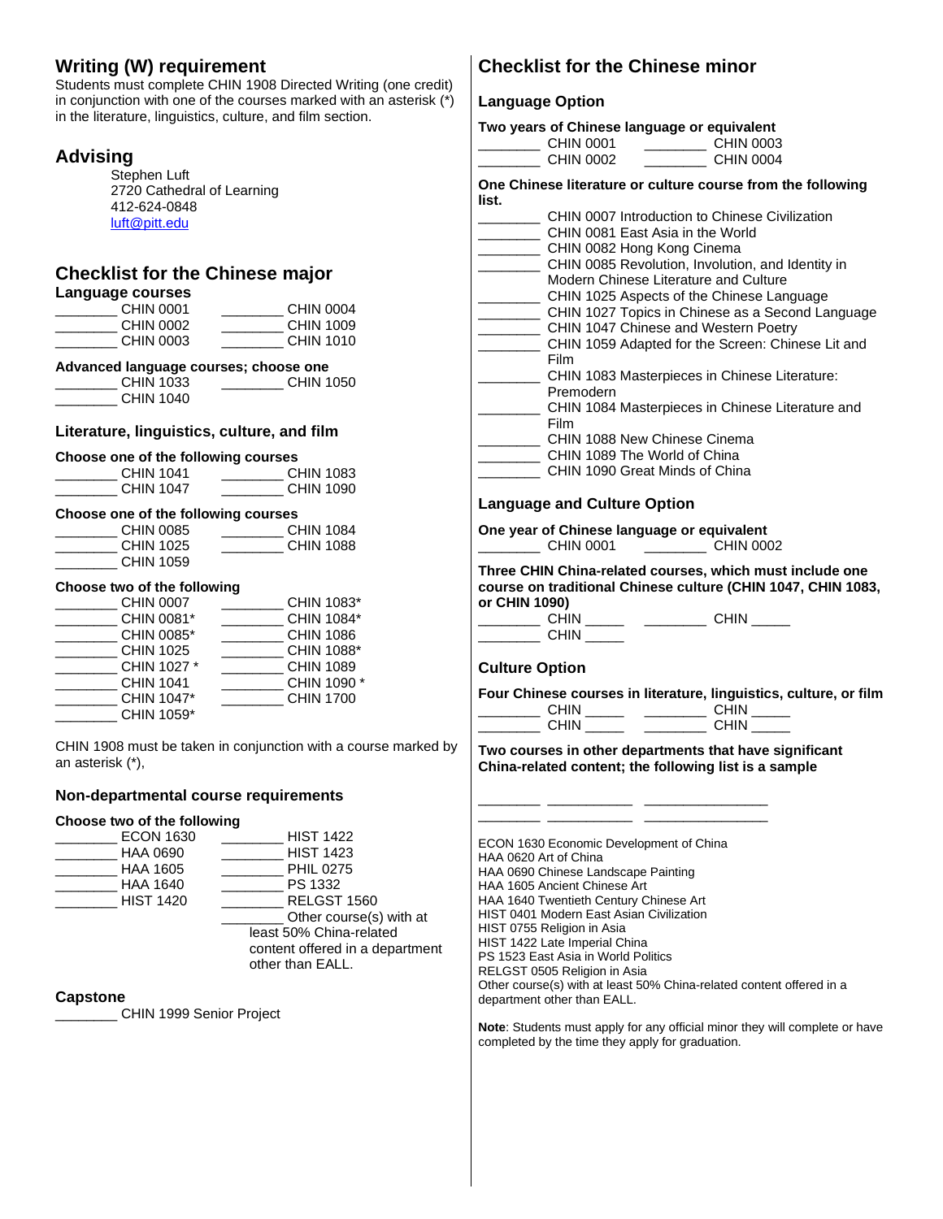## Writing (W) requirement

Students must complete CHIN 1908 Directed Writing (one credit) in conjunction with one of the courses marked with an asterisk (*) in the literature, linguistics, culture, and film section.

## Advising

Stephen Luft
2720 Cathedral of Learning
412-624-0848
luft@pitt.edu

## Checklist for the Chinese major

### Language courses

________ CHIN 0001 ________ CHIN 0004
________ CHIN 0002 ________ CHIN 1009
________ CHIN 0003 ________ CHIN 1010

### Advanced language courses; choose one

________ CHIN 1033 ________ CHIN 1050
________ CHIN 1040

### Literature, linguistics, culture, and film

**Choose one of the following courses**

________ CHIN 1041 ________ CHIN 1083
________ CHIN 1047 ________ CHIN 1090

**Choose one of the following courses**

________ CHIN 0085 ________ CHIN 1084
________ CHIN 1025 ________ CHIN 1088
________ CHIN 1059

**Choose two of the following**

________ CHIN 0007 ________ CHIN 1083*
________ CHIN 0081* ________ CHIN 1084*
________ CHIN 0085* ________ CHIN 1086
________ CHIN 1025 ________ CHIN 1088*
________ CHIN 1027 * ________ CHIN 1089
________ CHIN 1041 ________ CHIN 1090 *
________ CHIN 1047* ________ CHIN 1700
________ CHIN 1059*

CHIN 1908 must be taken in conjunction with a course marked by an asterisk (*),

### Non-departmental course requirements

**Choose two of the following**

________ ECON 1630 ________ HIST 1422
________ HAA 0690 ________ HIST 1423
________ HAA 1605 ________ PHIL 0275
________ HAA 1640 ________ PS 1332
________ HIST 1420 ________ RELGST 1560
________ Other course(s) with at least 50% China-related content offered in a department other than EALL.

### Capstone

________ CHIN 1999 Senior Project

## Checklist for the Chinese minor

### Language Option

**Two years of Chinese language or equivalent**

________ CHIN 0001 ________ CHIN 0003
________ CHIN 0002 ________ CHIN 0004

**One Chinese literature or culture course from the following list.**

________ CHIN 0007 Introduction to Chinese Civilization
________ CHIN 0081 East Asia in the World
________ CHIN 0082 Hong Kong Cinema
________ CHIN 0085 Revolution, Involution, and Identity in Modern Chinese Literature and Culture
________ CHIN 1025 Aspects of the Chinese Language
________ CHIN 1027 Topics in Chinese as a Second Language
________ CHIN 1047 Chinese and Western Poetry
________ CHIN 1059 Adapted for the Screen: Chinese Lit and Film
________ CHIN 1083 Masterpieces in Chinese Literature: Premodern
________ CHIN 1084 Masterpieces in Chinese Literature and Film
________ CHIN 1088 New Chinese Cinema
________ CHIN 1089 The World of China
________ CHIN 1090 Great Minds of China

### Language and Culture Option

**One year of Chinese language or equivalent**

________ CHIN 0001 ________ CHIN 0002

**Three CHIN China-related courses, which must include one course on traditional Chinese culture (CHIN 1047, CHIN 1083, or CHIN 1090)**

________ CHIN _____ ________ CHIN _____
________ CHIN _____

### Culture Option

**Four Chinese courses in literature, linguistics, culture, or film**

________ CHIN _____ ________ CHIN _____
________ CHIN _____ ________ CHIN _____

**Two courses in other departments that have significant China-related content; the following list is a sample**

________ ___________ ________________
________ ___________ ________________

ECON 1630 Economic Development of China
HAA 0620 Art of China
HAA 0690 Chinese Landscape Painting
HAA 1605 Ancient Chinese Art
HAA 1640 Twentieth Century Chinese Art
HIST 0401 Modern East Asian Civilization
HIST 0755 Religion in Asia
HIST 1422 Late Imperial China
PS 1523 East Asia in World Politics
RELGST 0505 Religion in Asia
Other course(s) with at least 50% China-related content offered in a department other than EALL.

**Note**: Students must apply for any official minor they will complete or have completed by the time they apply for graduation.